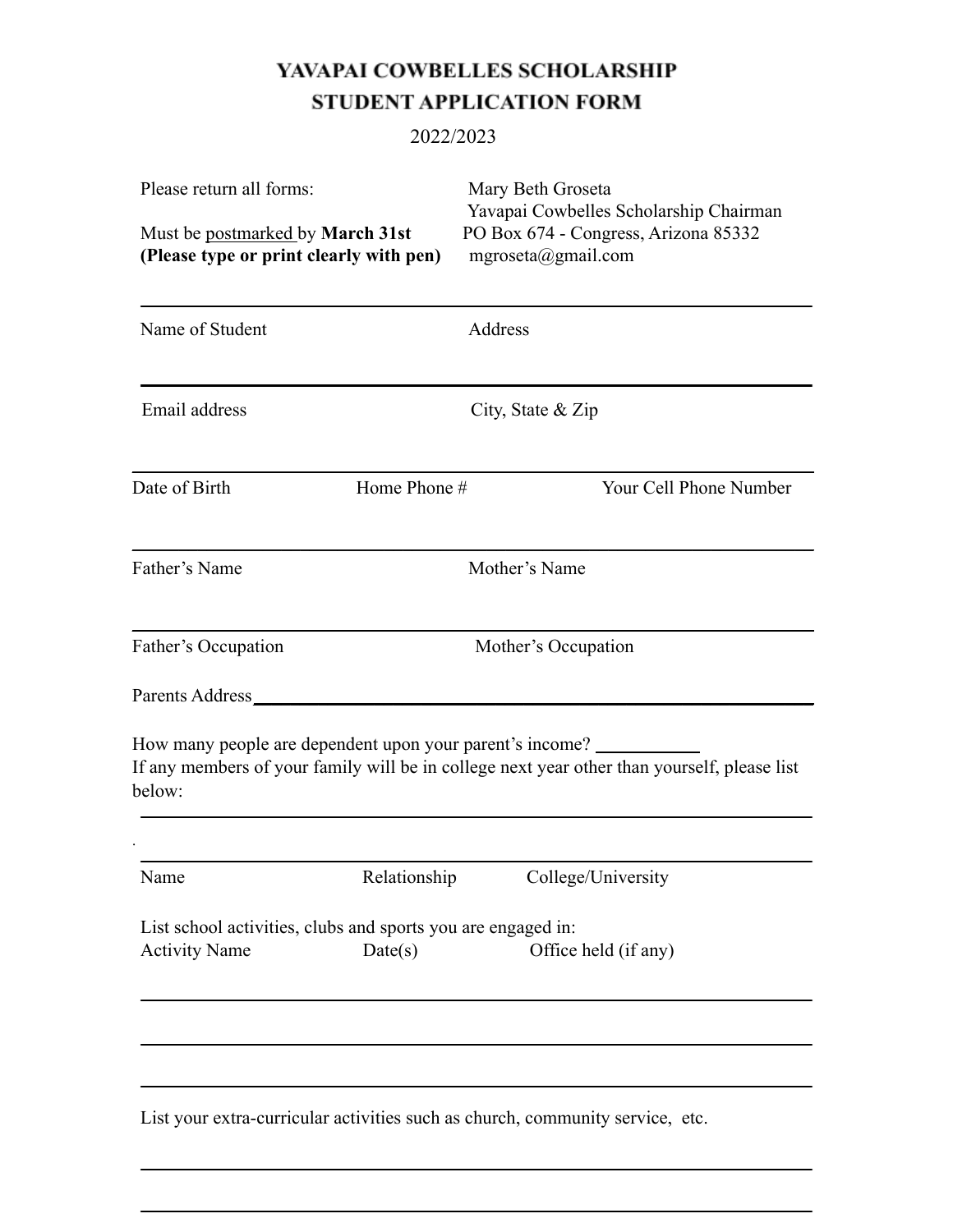# YAVAPAI COWBELLES SCHOLARSHIP
# STUDENT APPLICATION FORM

2022/2023

Please return all forms:

Must be postmarked by **March 31st**
**(Please type or print clearly with pen)**

Mary Beth Groseta
Yavapai Cowbelles Scholarship Chairman
PO Box 674 - Congress, Arizona 85332
mgroseta@gmail.com

Name of Student                    Address

Email address                    City, State & Zip

Date of Birth                    Home Phone #                    Your Cell Phone Number

Father's Name                    Mother's Name

Father's Occupation                    Mother's Occupation

Parents Address ______________________________________________

How many people are dependent upon your parent's income? __________
If any members of your family will be in college next year other than yourself, please list below:

| Name | Relationship | College/University |
| --- | --- | --- |
| | | |
| | | |

List school activities, clubs and sports you are engaged in:

| Activity Name | Date(s) | Office held (if any) |
| --- | --- | --- |
| | | |
| | | |
| | | |

List your extra-curricular activities such as church, community service, etc.

______________________________________________

______________________________________________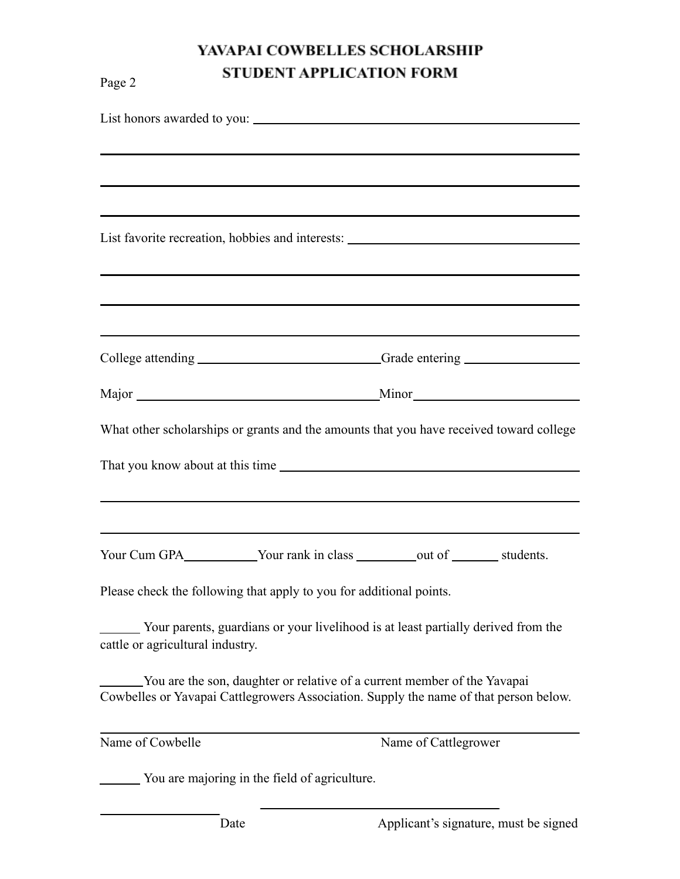# YAVAPAI COWBELLES SCHOLARSHIP
## STUDENT APPLICATION FORM

Page 2

List honors awarded to you: ______________________________________________

______________________________________________________________________

______________________________________________________________________

______________________________________________________________________

List favorite recreation, hobbies and interests: ______________________________

______________________________________________________________________

______________________________________________________________________

______________________________________________________________________

College attending __________________________ Grade entering ________________

Major __________________________________ Minor ________________________

What other scholarships or grants and the amounts that you have received toward college

That you know about at this time ___________________________________________

______________________________________________________________________

______________________________________________________________________

Your Cum GPA__________ Your rank in class ________ out of _______ students.

Please check the following that apply to you for additional points.

______ Your parents, guardians or your livelihood is at least partially derived from the cattle or agricultural industry.

______ You are the son, daughter or relative of a current member of the Yavapai Cowbelles or Yavapai Cattlegrowers Association. Supply the name of that person below.

______________________________________________________________________

Name of Cowbelle                                        Name of Cattlegrower

______ You are majoring in the field of agriculture.

_________________                    ____________________________________

Date                                        Applicant's signature, must be signed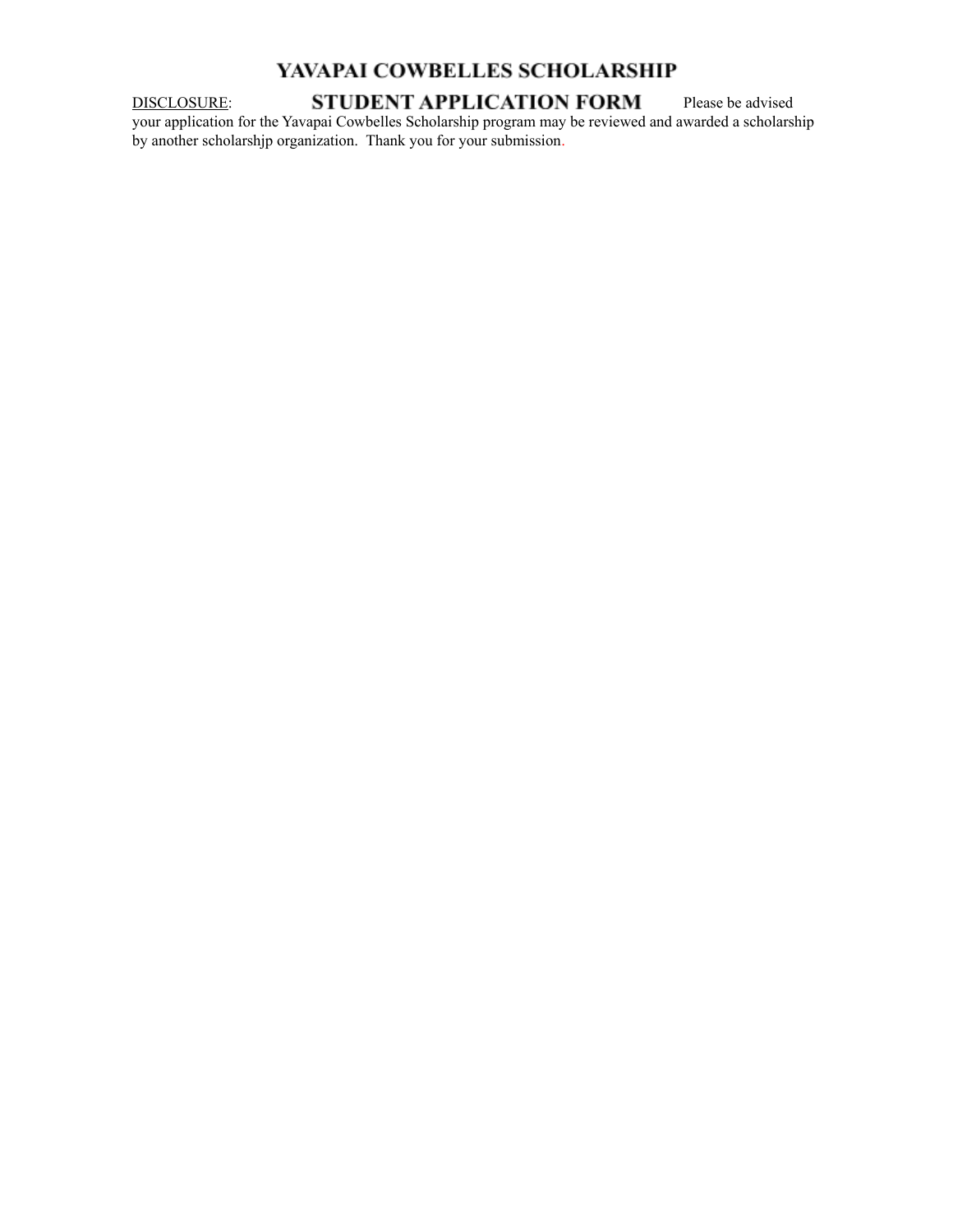# YAVAPAI COWBELLES SCHOLARSHIP

## STUDENT APPLICATION FORM

DISCLOSURE: Please be advised your application for the Yavapai Cowbelles Scholarship program may be reviewed and awarded a scholarship by another scholarshjp organization. Thank you for your submission.